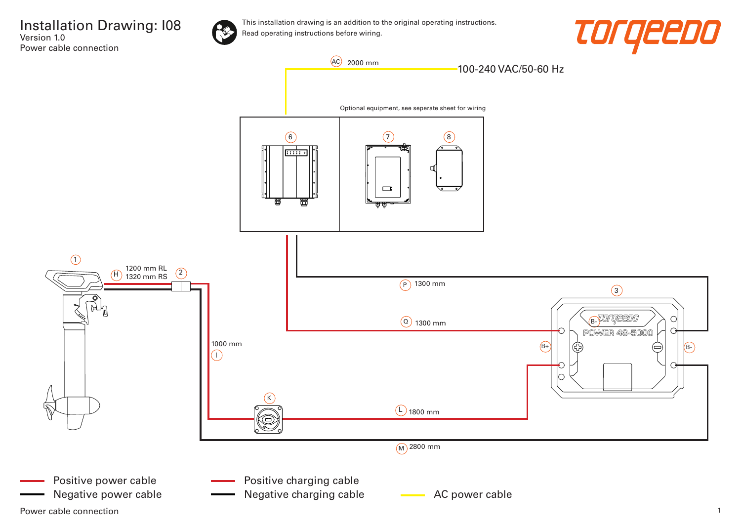# Installation Drawing: I08

Version 1.0

Power cable connection

This installation drawing is an addition to the original operating instructions.
Read operating instructions before wiring.

AC 2000 mm

100-240 VAC/50-60 Hz

Optional equipment, see seperate sheet for wiring

6

7

8

1

H 1200 mm RL
1320 mm RS

2

P 1300 mm

3

Q 1300 mm

B-

POWER 48-5000

B+

B-

1000 mm

I

K

L 1800 mm

M 2800 mm

- Positive power cable
- Negative power cable
- Positive charging cable
- Negative charging cable
- AC power cable

Power cable connection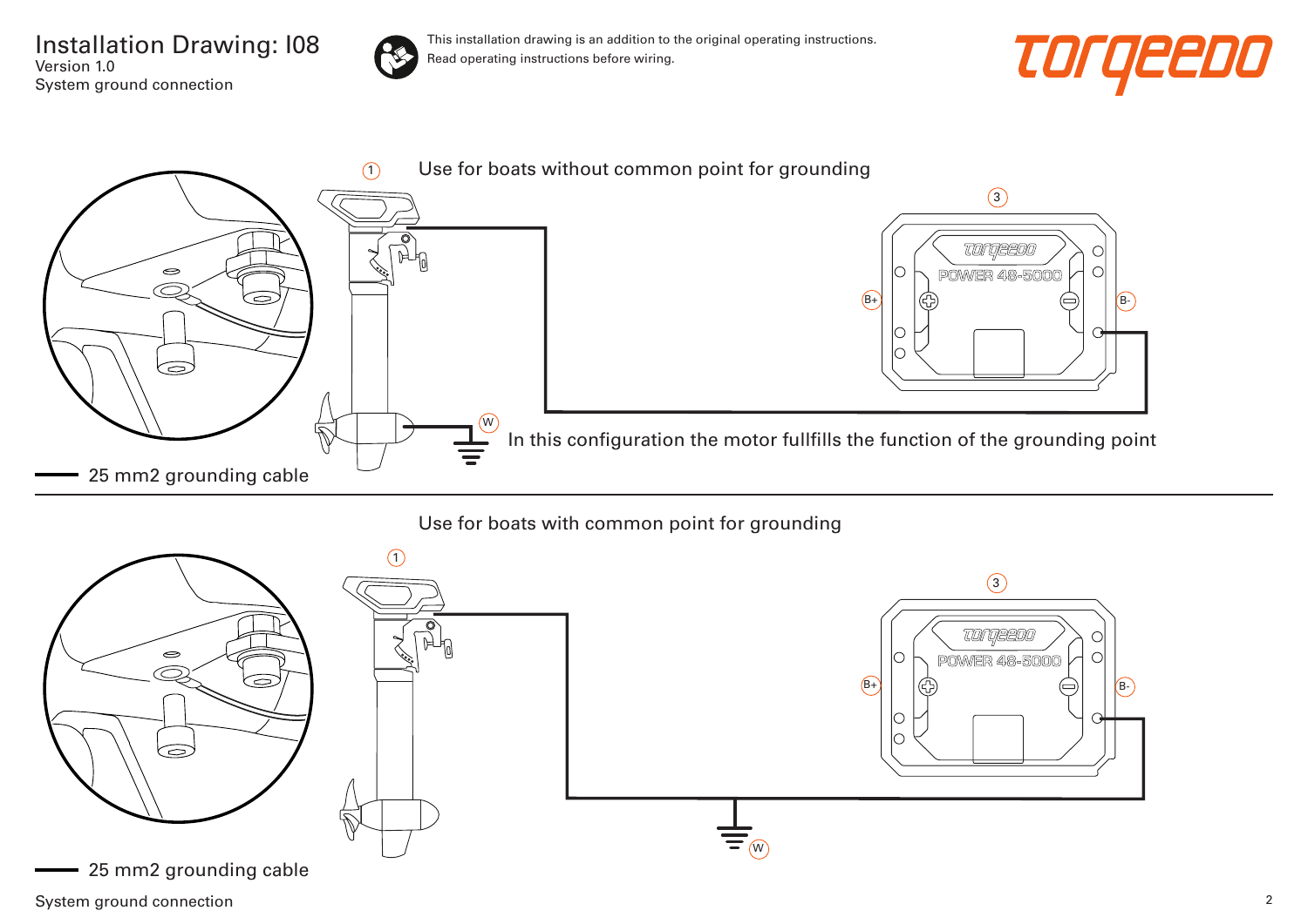# Installation Drawing: I08

Version 1.0

System ground connection

This installation drawing is an addition to the original operating instructions.
Read operating instructions before wiring.

torqeedo

1 Use for boats without common point for grounding

3

TORQEEDO POWER 48-5000

B+ B-

W In this configuration the motor fullfills the function of the grounding point

25 mm2 grounding cable

Use for boats with common point for grounding

1

3

TORQEEDO POWER 48-5000

B+ B-

W

25 mm2 grounding cable

System ground connection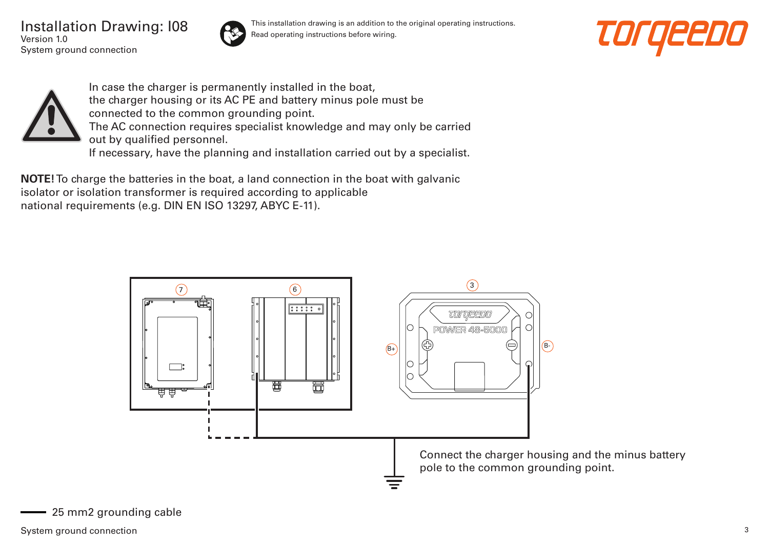# Installation Drawing: I08

Version 1.0

System ground connection

This installation drawing is an addition to the original operating instructions.
Read operating instructions before wiring.

In case the charger is permanently installed in the boat, the charger housing or its AC PE and battery minus pole must be connected to the common grounding point.
The AC connection requires specialist knowledge and may only be carried out by qualified personnel.
If necessary, have the planning and installation carried out by a specialist.

**NOTE!** To charge the batteries in the boat, a land connection in the boat with galvanic isolator or isolation transformer is required according to applicable national requirements (e.g. DIN EN ISO 13297, ABYC E-11).

7 6 3

POWER 48-5000

B+ B-

Connect the charger housing and the minus battery pole to the common grounding point.

25 mm2 grounding cable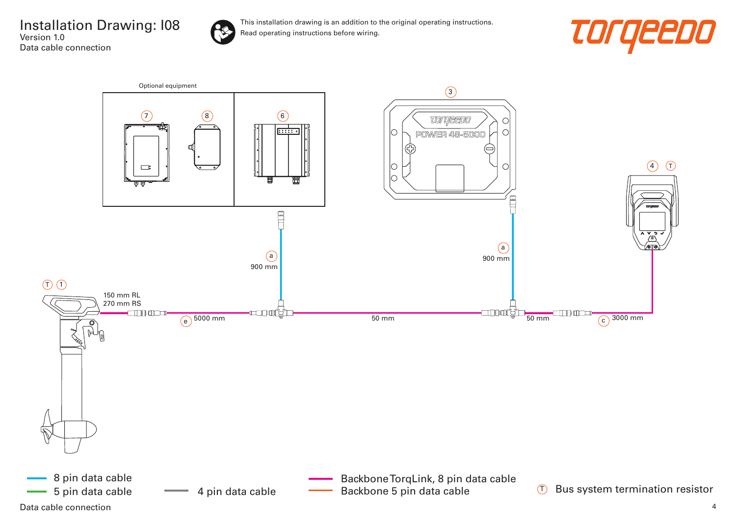# Installation Drawing: I08

Version 1.0

Data cable connection

This installation drawing is an addition to the original operating instructions.
Read operating instructions before wiring.

Optional equipment

7 8 6 3 4 T

T 1

150 mm RL
270 mm RS

e 5000 mm

a 900 mm

50 mm

a 900 mm

50 mm

c 3000 mm

- 8 pin data cable
- 5 pin data cable
- 4 pin data cable
- Backbone TorqLink, 8 pin data cable
- Backbone 5 pin data cable
- T Bus system termination resistor

Data cable connection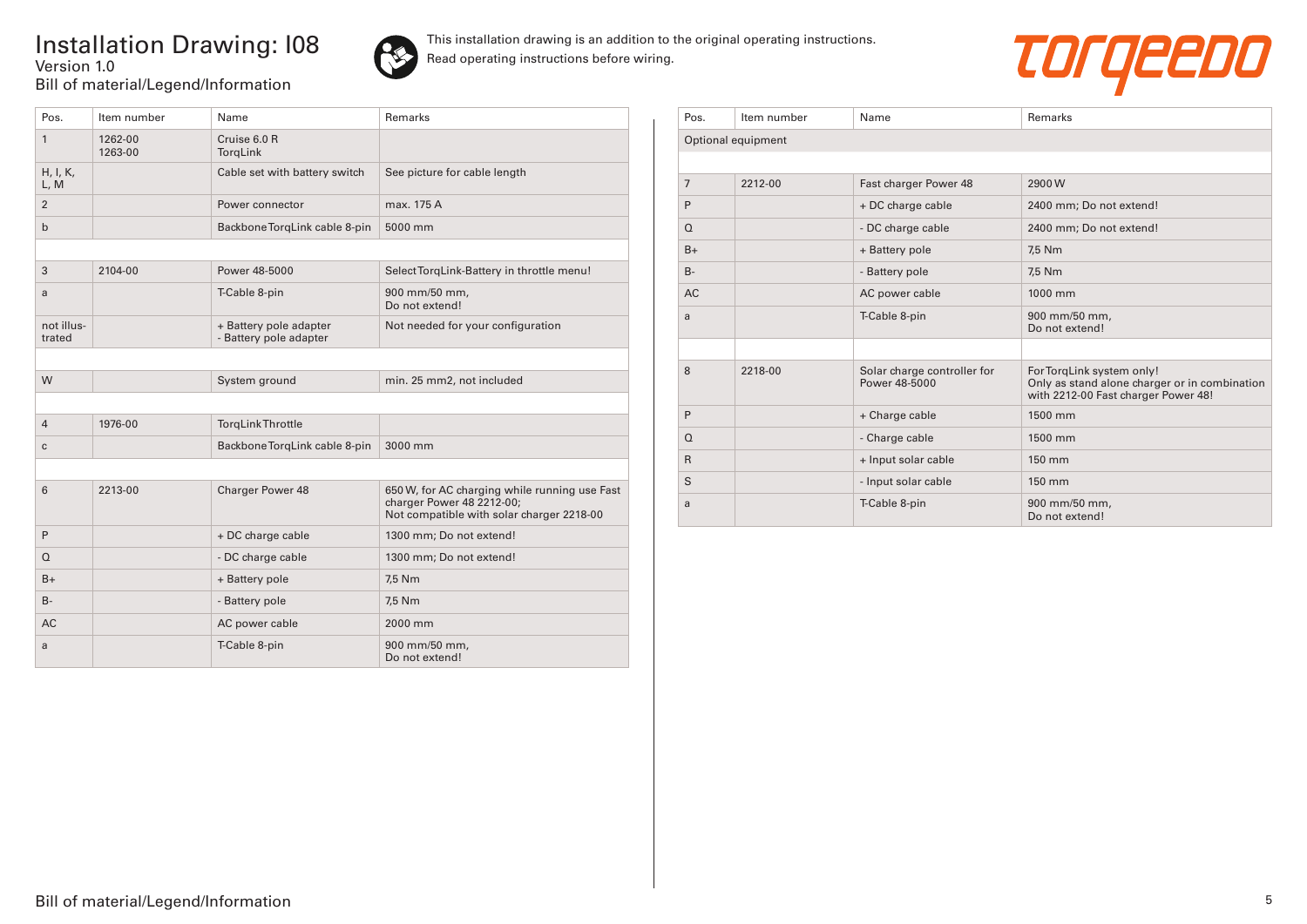# Installation Drawing: I08

Version 1.0

Bill of material/Legend/Information

This installation drawing is an addition to the original operating instructions.
Read operating instructions before wiring.

| Pos. | Item number | Name | Remarks |
|---|---|---|---|
| 1 | 1262-00<br>1263-00 | Cruise 6.0 R<br>TorqLink | |
| H, I, K, L, M | | Cable set with battery switch | See picture for cable length |
| 2 | | Power connector | max. 175 A |
| b | | Backbone TorqLink cable 8-pin | 5000 mm |
| | | | |
| 3 | 2104-00 | Power 48-5000 | Select TorqLink-Battery in throttle menu! |
| a | | T-Cable 8-pin | 900 mm/50 mm,<br>Do not extend! |
| not illustrated | | + Battery pole adapter<br>- Battery pole adapter | Not needed for your configuration |
| | | | |
| W | | System ground | min. 25 mm2, not included |
| | | | |
| 4 | 1976-00 | TorqLink Throttle | |
| c | | Backbone TorqLink cable 8-pin | 3000 mm |
| | | | |
| 6 | 2213-00 | Charger Power 48 | 650 W, for AC charging while running use Fast charger Power 48 2212-00;<br>Not compatible with solar charger 2218-00 |
| P | | + DC charge cable | 1300 mm; Do not extend! |
| Q | | - DC charge cable | 1300 mm; Do not extend! |
| B+ | | + Battery pole | 7,5 Nm |
| B- | | - Battery pole | 7,5 Nm |
| AC | | AC power cable | 2000 mm |
| a | | T-Cable 8-pin | 900 mm/50 mm,<br>Do not extend! |

| Pos. | Item number | Name | Remarks |
|---|---|---|---|
| Optional equipment | | | |
| | | | |
| 7 | 2212-00 | Fast charger Power 48 | 2900 W |
| P | | + DC charge cable | 2400 mm; Do not extend! |
| Q | | - DC charge cable | 2400 mm; Do not extend! |
| B+ | | + Battery pole | 7,5 Nm |
| B- | | - Battery pole | 7,5 Nm |
| AC | | AC power cable | 1000 mm |
| a | | T-Cable 8-pin | 900 mm/50 mm,<br>Do not extend! |
| | | | |
| 8 | 2218-00 | Solar charge controller for Power 48-5000 | For TorqLink system only!<br>Only as stand alone charger or in combination with 2212-00 Fast charger Power 48! |
| P | | + Charge cable | 1500 mm |
| Q | | - Charge cable | 1500 mm |
| R | | + Input solar cable | 150 mm |
| S | | - Input solar cable | 150 mm |
| a | | T-Cable 8-pin | 900 mm/50 mm,<br>Do not extend! |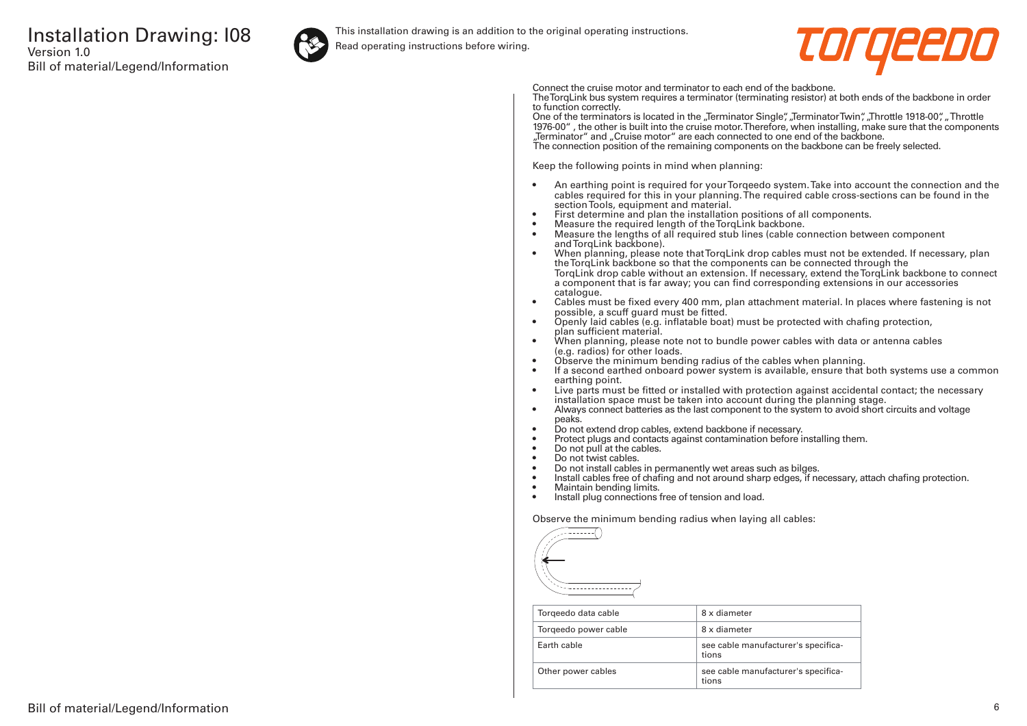# Installation Drawing: I08

Version 1.0

Bill of material/Legend/Information

This installation drawing is an addition to the original operating instructions.
Read operating instructions before wiring.

Connect the cruise motor and terminator to each end of the backbone.
The TorqLink bus system requires a terminator (terminating resistor) at both ends of the backbone in order to function correctly.
One of the terminators is located in the „Terminator Single", „Terminator Twin", „Throttle 1918-00", „ Throttle 1976-00" , the other is built into the cruise motor. Therefore, when installing, make sure that the components „Terminator" and „Cruise motor" are each connected to one end of the backbone.
The connection position of the remaining components on the backbone can be freely selected.

Keep the following points in mind when planning:

- An earthing point is required for your Torqeedo system. Take into account the connection and the cables required for this in your planning. The required cable cross-sections can be found in the section Tools, equipment and material.
- First determine and plan the installation positions of all components.
- Measure the required length of the TorqLink backbone.
- Measure the lengths of all required stub lines (cable connection between component and TorqLink backbone).
- When planning, please note that TorqLink drop cables must not be extended. If necessary, plan the TorqLink backbone so that the components can be connected through the TorqLink drop cable without an extension. If necessary, extend the TorqLink backbone to connect a component that is far away; you can find corresponding extensions in our accessories catalogue.
- Cables must be fixed every 400 mm, plan attachment material. In places where fastening is not possible, a scuff guard must be fitted.
- Openly laid cables (e.g. inflatable boat) must be protected with chafing protection, plan sufficient material.
- When planning, please note not to bundle power cables with data or antenna cables (e.g. radios) for other loads.
- Observe the minimum bending radius of the cables when planning.
- If a second earthed onboard power system is available, ensure that both systems use a common earthing point.
- Live parts must be fitted or installed with protection against accidental contact; the necessary installation space must be taken into account during the planning stage.
- Always connect batteries as the last component to the system to avoid short circuits and voltage peaks.
- Do not extend drop cables, extend backbone if necessary.
- Protect plugs and contacts against contamination before installing them.
- Do not pull at the cables.
- Do not twist cables.
- Do not install cables in permanently wet areas such as bilges.
- Install cables free of chafing and not around sharp edges, if necessary, attach chafing protection.
- Maintain bending limits.
- Install plug connections free of tension and load.

Observe the minimum bending radius when laying all cables:

| Torqeedo data cable | 8 x diameter |
| --- | --- |
| Torqeedo power cable | 8 x diameter |
| Earth cable | see cable manufacturer's specifications |
| Other power cables | see cable manufacturer's specifications |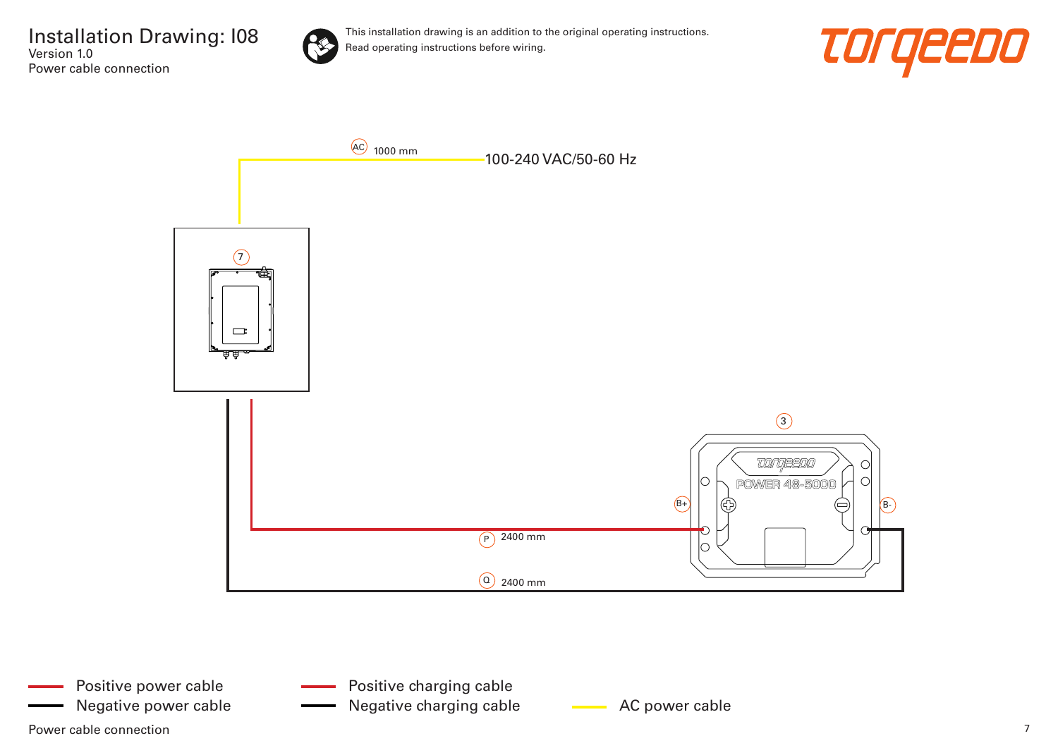# Installation Drawing: I08

Version 1.0

Power cable connection

This installation drawing is an addition to the original operating instructions.
Read operating instructions before wiring.

torqeedo

AC 1000 mm

100-240 VAC/50-60 Hz

7

3

POWER 48-5000

B+

B-

P 2400 mm

Q 2400 mm

- Positive power cable
- Negative power cable
- Positive charging cable
- Negative charging cable
- AC power cable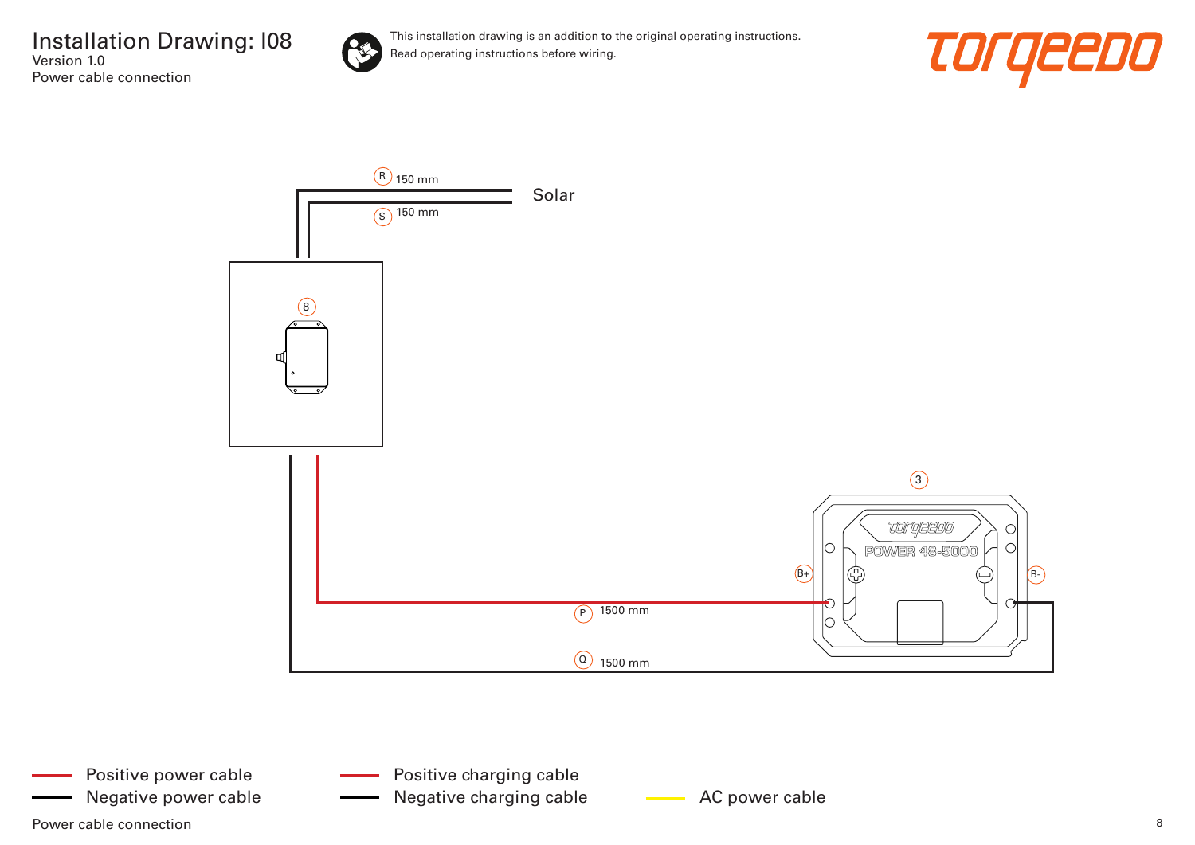# Installation Drawing: I08

Version 1.0

Power cable connection

This installation drawing is an addition to the original operating instructions.
Read operating instructions before wiring.

R 150 mm

S 150 mm

Solar

8

3

POWER 48-5000

B+

B-

P 1500 mm

Q 1500 mm

Positive power cable

Negative power cable

Positive charging cable

Negative charging cable

AC power cable